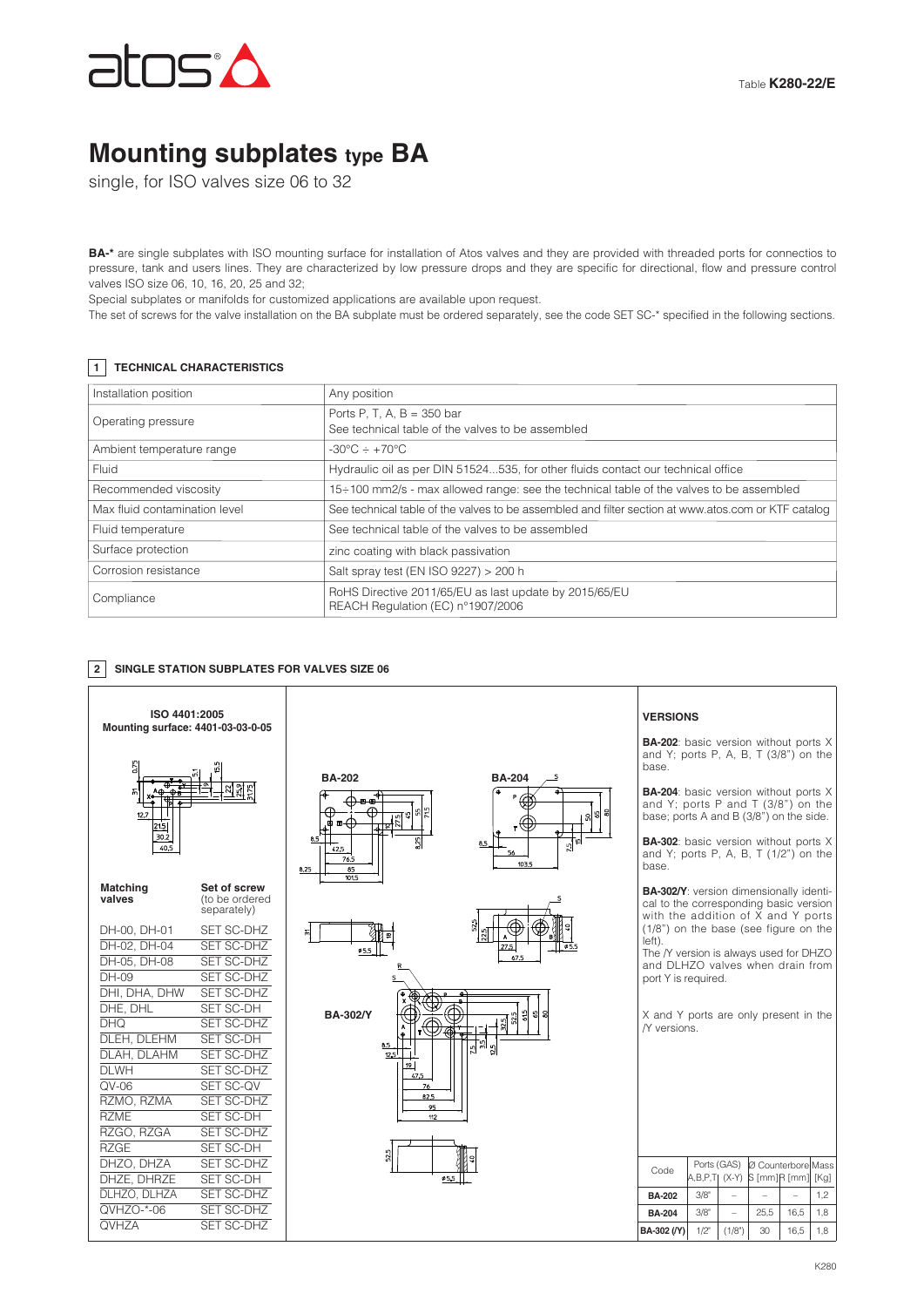Table **K280-22/E**

# Mounting subplates type BA

single, for ISO valves size 06 to 32

**BA-*** are single subplates with ISO mounting surface for installation of Atos valves and they are provided with threaded ports for connectios to pressure, tank and users lines. They are characterized by low pressure drops and they are specific for directional, flow and pressure control valves ISO size 06, 10, 16, 20, 25 and 32;

Special subplates or manifolds for customized applications are available upon request.

The set of screws for the valve installation on the BA subplate must be ordered separately, see the code SET SC-* specified in the following sections.

## 1 TECHNICAL CHARACTERISTICS

| | |
|---|---|
| Installation position | Any position |
| Operating pressure | Ports P, T, A, B = 350 bar<br>See technical table of the valves to be assembled |
| Ambient temperature range | -30°C ÷ +70°C |
| Fluid | Hydraulic oil as per DIN 51524...535, for other fluids contact our technical office |
| Recommended viscosity | 15÷100 mm2/s - max allowed range: see the technical table of the valves to be assembled |
| Max fluid contamination level | See technical table of the valves to be assembled and filter section at www.atos.com or KTF catalog |
| Fluid temperature | See technical table of the valves to be assembled |
| Surface protection | zinc coating with black passivation |
| Corrosion resistance | Salt spray test (EN ISO 9227) > 200 h |
| Compliance | RoHS Directive 2011/65/EU as last update by 2015/65/EU<br>REACH Regulation (EC) n°1907/2006 |

## 2 SINGLE STATION SUBPLATES FOR VALVES SIZE 06

**ISO 4401:2005**
**Mounting surface: 4401-03-03-0-05**

| Matching valves | Set of screw (to be ordered separately) |
|---|---|
| DH-00, DH-01 | SET SC-DHZ |
| DH-02, DH-04 | SET SC-DHZ |
| DH-05, DH-08 | SET SC-DHZ |
| DH-09 | SET SC-DHZ |
| DHI, DHA, DHW | SET SC-DHZ |
| DHE, DHL | SET SC-DH |
| DHQ | SET SC-DHZ |
| DLEH, DLEHM | SET SC-DH |
| DLAH, DLAHM | SET SC-DHZ |
| DLWH | SET SC-DHZ |
| QV-06 | SET SC-QV |
| RZMO, RZMA | SET SC-DHZ |
| RZME | SET SC-DH |
| RZGO, RZGA | SET SC-DHZ |
| RZGE | SET SC-DH |
| DHZO, DHZA | SET SC-DHZ |
| DHZE, DHRZE | SET SC-DH |
| DLHZO, DLHZA | SET SC-DHZ |
| QVHZO-*-06 | SET SC-DHZ |
| QVHZA | SET SC-DHZ |

BA-202 | BA-204 | BA-302/Y

### VERSIONS

**BA-202**: basic version without ports X and Y; ports P, A, B, T (3/8") on the base.

**BA-204**: basic version without ports X and Y; ports P and T (3/8") on the base; ports A and B (3/8") on the side.

**BA-302**: basic version without ports X and Y; ports P, A, B, T (1/2") on the base.

**BA-302/Y**: version dimensionally identical to the corresponding basic version with the addition of X and Y ports (1/8") on the base (see figure on the left).
The /Y version is always used for DHZO and DLHZO valves when drain from port Y is required.

X and Y ports are only present in the /Y versions.

| Code | Ports (GAS) A,B,P,T | Ports (GAS) (X-Y) | Ø Counterbore S [mm] | Ø Counterbore R [mm] | Mass [Kg] |
|---|---|---|---|---|---|
| **BA-202** | 3/8" | – | – | – | 1,2 |
| **BA-204** | 3/8" | – | 25,5 | 16,5 | 1,8 |
| **BA-302 (/Y)** | 1/2" | (1/8") | 30 | 16,5 | 1,8 |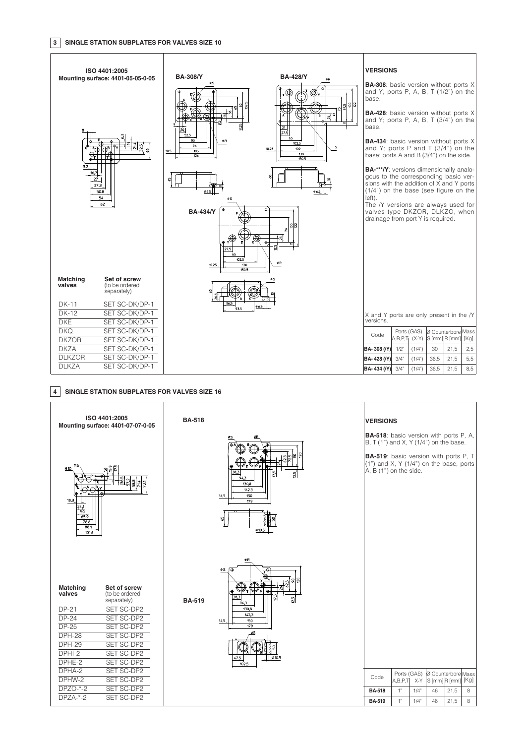## 3 SINGLE STATION SUBPLATES FOR VALVES SIZE 10

**ISO 4401:2005**
**Mounting surface: 4401-05-05-0-05**

**BA-308/Y**

**BA-428/Y**

**BA-434/Y**

| Matching valves | Set of screw (to be ordered separately) |
|---|---|
| DK-11 | SET SC-DK/DP-1 |
| DK-12 | SET SC-DK/DP-1 |
| DKE | SET SC-DK/DP-1 |
| DKQ | SET SC-DK/DP-1 |
| DKZOR | SET SC-DK/DP-1 |
| DKZA | SET SC-DK/DP-1 |
| DLKZOR | SET SC-DK/DP-1 |
| DLKZA | SET SC-DK/DP-1 |

### VERSIONS

**BA-308**: basic version without ports X and Y; ports P, A, B, T (1/2") on the base.

**BA-428**: basic version without ports X and Y; ports P, A, B, T (3/4") on the base.

**BA-434**: basic version without ports X and Y; ports P and T (3/4") on the base; ports A and B (3/4") on the side.

**BA-***/Y**: versions dimensionally analogous to the corresponding basic versions with the addition of X and Y ports (1/4") on the base (see figure on the left).
The /Y versions are always used for valves type DKZOR, DLKZO, when drainage from port Y is required.

X and Y ports are only present in the /Y versions.

| Code | Ports (GAS) A,B,P,T | Ports (GAS) (X-Y) | Ø Counterbore S [mm] | Ø Counterbore R [mm] | Mass [Kg] |
|---|---|---|---|---|---|
| BA- 308 (/Y) | 1/2" | (1/4") | 30 | 21,5 | 2,5 |
| BA- 428 (/Y) | 3/4" | (1/4") | 36,5 | 21,5 | 5,5 |
| BA- 434 (/Y) | 3/4" | (1/4") | 36,5 | 21,5 | 8,5 |

## 4 SINGLE STATION SUBPLATES FOR VALVES SIZE 16

**ISO 4401:2005**
**Mounting surface: 4401-07-07-0-05**

**BA-518**

**BA-519**

| Matching valves | Set of screw (to be ordered separately) |
|---|---|
| DP-21 | SET SC-DP2 |
| DP-24 | SET SC-DP2 |
| DP-25 | SET SC-DP2 |
| DPH-28 | SET SC-DP2 |
| DPH-29 | SET SC-DP2 |
| DPHI-2 | SET SC-DP2 |
| DPHE-2 | SET SC-DP2 |
| DPHA-2 | SET SC-DP2 |
| DPHW-2 | SET SC-DP2 |
| DPZO-*-2 | SET SC-DP2 |
| DPZA-*-2 | SET SC-DP2 |

### VERSIONS

**BA-518**: basic version with ports P, A, B, T (1") and X, Y (1/4") on the base.

**BA-519**: basic version with ports P, T (1") and X, Y (1/4") on the base; ports A, B (1") on the side.

| Code | Ports (GAS) A,B,P,T | Ports (GAS) X-Y | Ø Counterbore S [mm] | Ø Counterbore R [mm] | Mass [Kg] |
|---|---|---|---|---|---|
| BA-518 | 1" | 1/4" | 46 | 21,5 | 8 |
| BA-519 | 1" | 1/4" | 46 | 21,5 | 8 |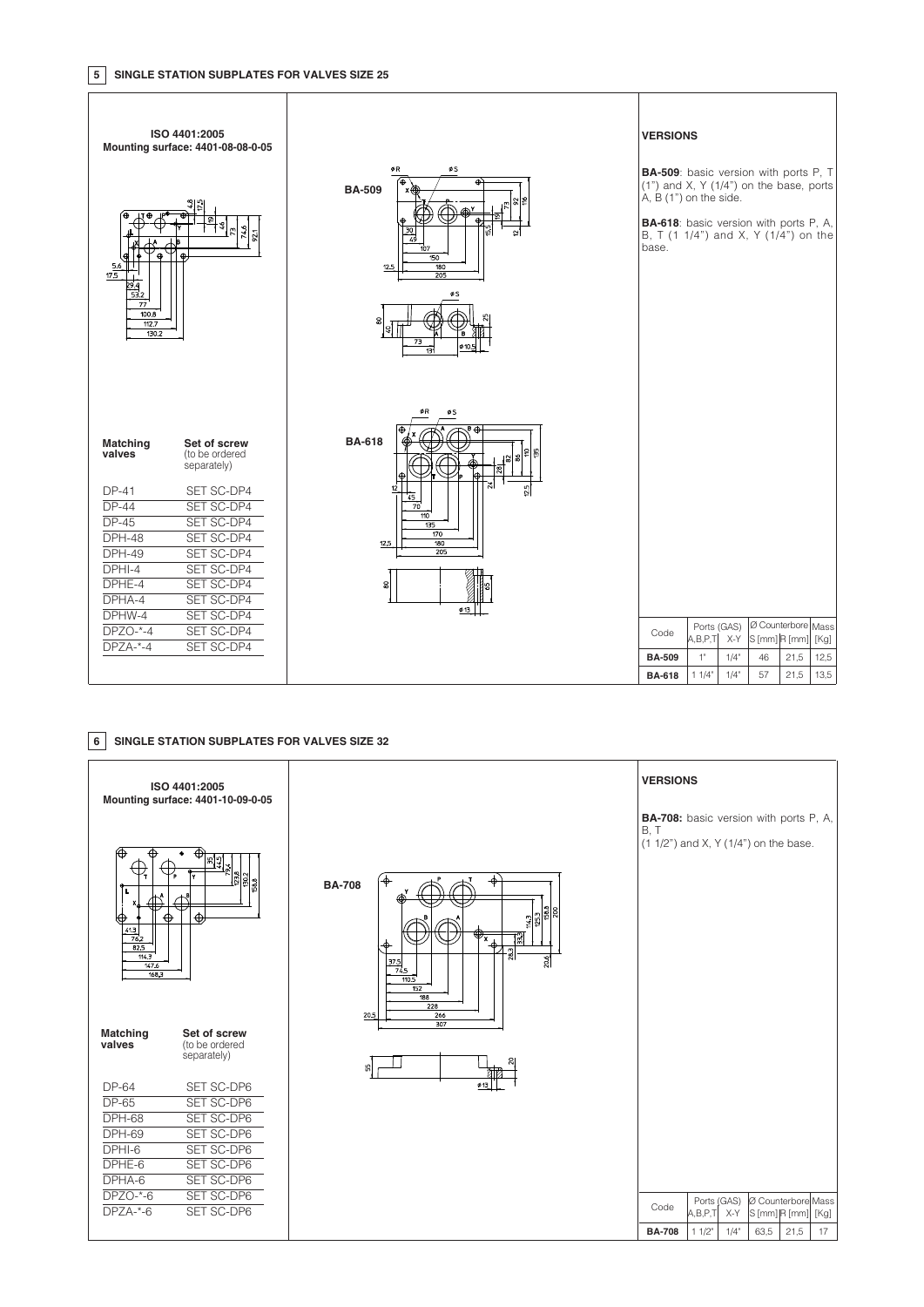## 5 SINGLE STATION SUBPLATES FOR VALVES SIZE 25

**ISO 4401:2005**
**Mounting surface: 4401-08-08-0-05**

| Matching valves | Set of screw (to be ordered separately) |
|---|---|
| DP-41 | SET SC-DP4 |
| DP-44 | SET SC-DP4 |
| DP-45 | SET SC-DP4 |
| DPH-48 | SET SC-DP4 |
| DPH-49 | SET SC-DP4 |
| DPHI-4 | SET SC-DP4 |
| DPHE-4 | SET SC-DP4 |
| DPHA-4 | SET SC-DP4 |
| DPHW-4 | SET SC-DP4 |
| DPZO-*-4 | SET SC-DP4 |
| DPZA-*-4 | SET SC-DP4 |

**VERSIONS**

**BA-509**: basic version with ports P, T (1") and X, Y (1/4") on the base, ports A, B (1") on the side.

**BA-618**: basic version with ports P, A, B, T (1 1/4") and X, Y (1/4") on the base.

| Code | Ports (GAS) A,B,P,T | Ports (GAS) X-Y | Ø Counterbore S [mm] | Ø Counterbore R [mm] | Mass [Kg] |
|---|---|---|---|---|---|
| **BA-509** | 1" | 1/4" | 46 | 21,5 | 12,5 |
| **BA-618** | 1 1/4" | 1/4" | 57 | 21,5 | 13,5 |

## 6 SINGLE STATION SUBPLATES FOR VALVES SIZE 32

**ISO 4401:2005**
**Mounting surface: 4401-10-09-0-05**

| Matching valves | Set of screw (to be ordered separately) |
|---|---|
| DP-64 | SET SC-DP6 |
| DP-65 | SET SC-DP6 |
| DPH-68 | SET SC-DP6 |
| DPH-69 | SET SC-DP6 |
| DPHI-6 | SET SC-DP6 |
| DPHE-6 | SET SC-DP6 |
| DPHA-6 | SET SC-DP6 |
| DPZO-*-6 | SET SC-DP6 |
| DPZA-*-6 | SET SC-DP6 |

**VERSIONS**

**BA-708:** basic version with ports P, A, B, T (1 1/2") and X, Y (1/4") on the base.

| Code | Ports (GAS) A,B,P,T | Ports (GAS) X-Y | Ø Counterbore S [mm] | Ø Counterbore R [mm] | Mass [Kg] |
|---|---|---|---|---|---|
| **BA-708** | 1 1/2" | 1/4" | 63,5 | 21,5 | 17 |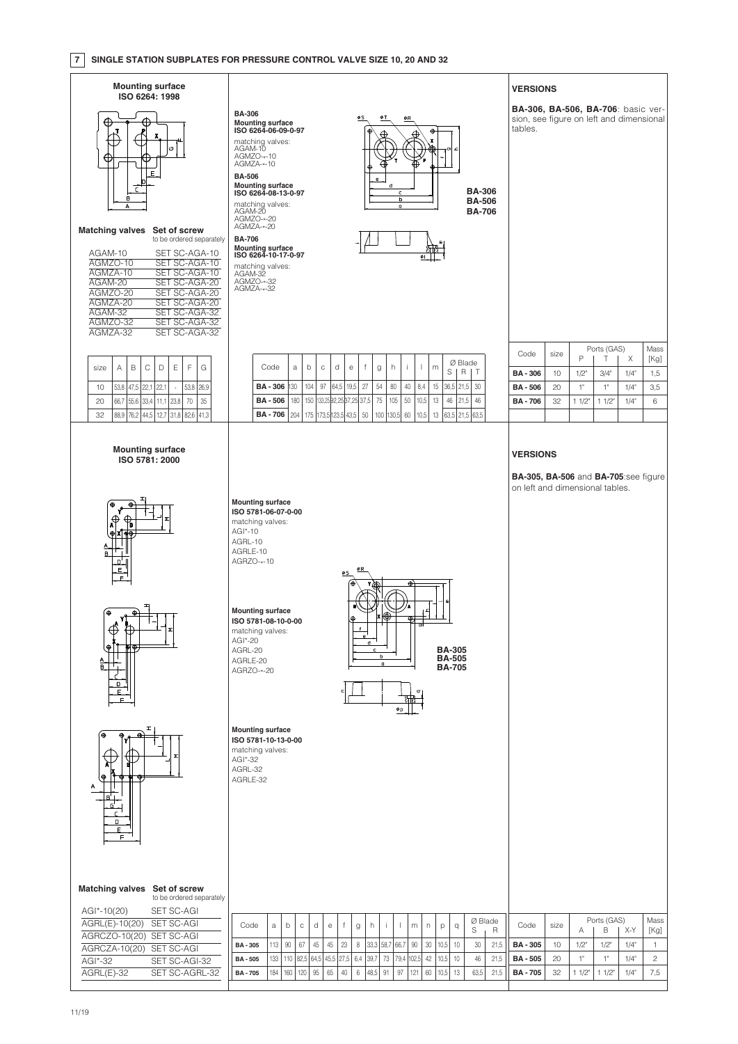## 7 SINGLE STATION SUBPLATES FOR PRESSURE CONTROL VALVE SIZE 10, 20 AND 32

**Mounting surface ISO 6264: 1998**

**BA-306**
**Mounting surface ISO 6264-06-09-0-97**
matching valves:
AGAM-10
AGMZO-*-10
AGMZA-*-10

**BA-506**
**Mounting surface ISO 6264-08-13-0-97**
matching valves:
AGAM-20
AGMZO-*-20
AGMZA-*-20

**BA-706**
**Mounting surface ISO 6264-10-17-0-97**
matching valves:
AGAM-32
AGMZO-*-32
AGMZA-*-32

BA-306
BA-506
BA-706

### VERSIONS

**BA-306, BA-506, BA-706**: basic version, see figure on left and dimensional tables.

| Matching valves | Set of screw (to be ordered separately) |
|---|---|
| AGAM-10 | SET SC-AGA-10 |
| AGMZO-10 | SET SC-AGA-10 |
| AGMZA-10 | SET SC-AGA-10 |
| AGAM-20 | SET SC-AGA-20 |
| AGMZO-20 | SET SC-AGA-20 |
| AGMZA-20 | SET SC-AGA-20 |
| AGAM-32 | SET SC-AGA-32 |
| AGMZO-32 | SET SC-AGA-32 |
| AGMZA-32 | SET SC-AGA-32 |

| size | A | B | C | D | E | F | G |
|---|---|---|---|---|---|---|---|
| 10 | 53,8 | 47,5 | 22,1 | 22,1 | - | 53,8 | 26,9 |
| 20 | 66,7 | 55,6 | 33,4 | 11,1 | 23,8 | 70 | 35 |
| 32 | 88,9 | 76,2 | 44,5 | 12,7 | 31,8 | 82,6 | 41,3 |

| Code | a | b | c | d | e | f | g | h | i | l | m | Ø Blade S | R | T |
|---|---|---|---|---|---|---|---|---|---|---|---|---|---|---|
| BA - 306 | 130 | 104 | 97 | 64,5 | 19,5 | 27 | 54 | 80 | 40 | 8,4 | 15 | 36,5 | 21,5 | 30 |
| BA - 506 | 180 | 150 | 133,25 | 92,25 | 37,25 | 37,5 | 75 | 105 | 50 | 10,5 | 13 | 46 | 21,5 | 46 |
| BA - 706 | 204 | 175 | 173,5 | 123,5 | 43,5 | 50 | 100 | 130,5 | 60 | 10,5 | 13 | 63,5 | 21,5 | 63,5 |

| Code | size | Ports (GAS) P | T | X | Mass [Kg] |
|---|---|---|---|---|---|
| BA - 306 | 10 | 1/2" | 3/4" | 1/4" | 1,5 |
| BA - 506 | 20 | 1" | 1" | 1/4" | 3,5 |
| BA - 706 | 32 | 1 1/2" | 1 1/2" | 1/4" | 6 |

**Mounting surface ISO 5781: 2000**

**Mounting surface ISO 5781-06-07-0-00**
matching valves:
AGI*-10
AGRL-10
AGRLE-10
AGRZO-*-10

**Mounting surface ISO 5781-08-10-0-00**
matching valves:
AGI*-20
AGRL-20
AGRLE-20
AGRZO-*-20

**Mounting surface ISO 5781-10-13-0-00**
matching valves:
AGI*-32
AGRL-32
AGRLE-32

BA-305
BA-505
BA-705

### VERSIONS

**BA-305, BA-506** and **BA-705**:see figure on left and dimensional tables.

| Matching valves | Set of screw (to be ordered separately) |
|---|---|
| AGI*-10(20) | SET SC-AGI |
| AGRL(E)-10(20) | SET SC-AGI |
| AGRCZO-10(20) | SET SC-AGI |
| AGRCZA-10(20) | SET SC-AGI |
| AGI*-32 | SET SC-AGI-32 |
| AGRL(E)-32 | SET SC-AGRL-32 |

| Code | a | b | c | d | e | f | g | h | i | l | m | n | p | q | Ø Blade S | R |
|---|---|---|---|---|---|---|---|---|---|---|---|---|---|---|---|---|
| BA - 305 | 113 | 90 | 67 | 45 | 45 | 23 | 8 | 33,3 | 58,7 | 66,7 | 90 | 30 | 10,5 | 10 | 30 | 21,5 |
| BA - 505 | 133 | 110 | 82,5 | 64,5 | 45,5 | 27,5 | 6,4 | 39,7 | 73 | 79,4 | 102,5 | 42 | 10,5 | 10 | 46 | 21,5 |
| BA - 705 | 184 | 160 | 120 | 95 | 65 | 40 | 6 | 48,5 | 91 | 97 | 121 | 60 | 10,5 | 13 | 63,5 | 21,5 |

| Code | size | Ports (GAS) A | B | X-Y | Mass [Kg] |
|---|---|---|---|---|---|
| BA - 305 | 10 | 1/2" | 1/2" | 1/4" | 1 |
| BA - 505 | 20 | 1" | 1" | 1/4" | 2 |
| BA - 705 | 32 | 1 1/2" | 1 1/2" | 1/4" | 7,5 |